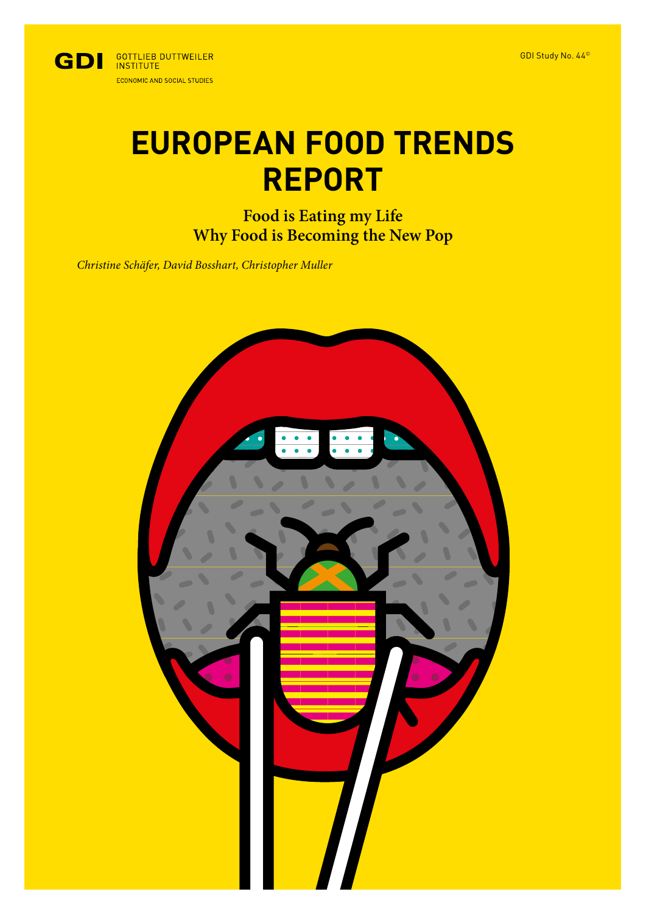GDI GOTTLIEB DUTTWEILER INSTITUTE
ECONOMIC AND SOCIAL STUDIES

GDI Study No. 44©

# EUROPEAN FOOD TRENDS REPORT

## Food is Eating my Life
## Why Food is Becoming the New Pop

*Christine Schäfer, David Bosshart, Christopher Muller*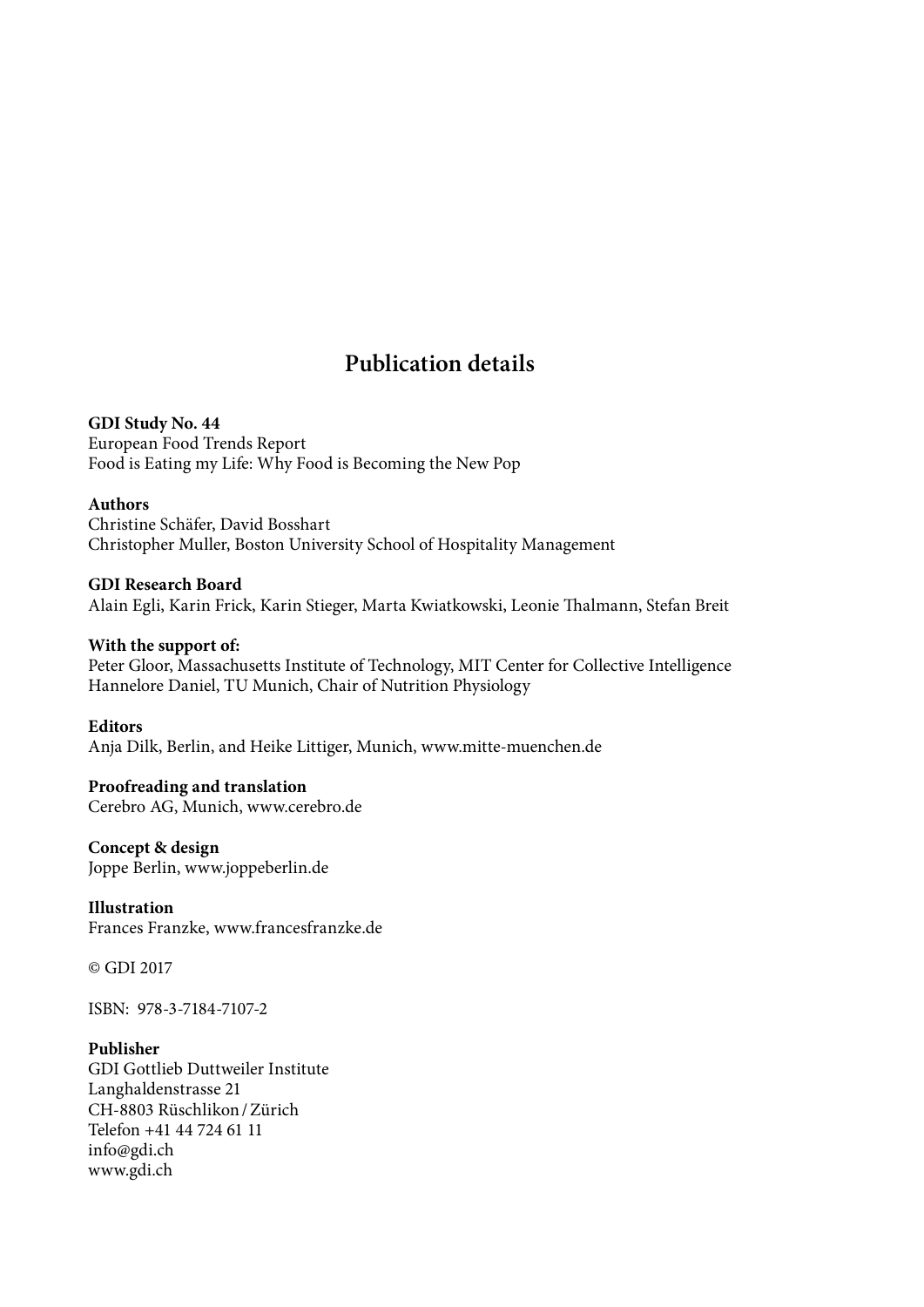## Publication details

**GDI Study No. 44**
European Food Trends Report
Food is Eating my Life: Why Food is Becoming the New Pop

**Authors**
Christine Schäfer, David Bosshart
Christopher Muller, Boston University School of Hospitality Management

**GDI Research Board**
Alain Egli, Karin Frick, Karin Stieger, Marta Kwiatkowski, Leonie Thalmann, Stefan Breit

**With the support of:**
Peter Gloor, Massachusetts Institute of Technology, MIT Center for Collective Intelligence
Hannelore Daniel, TU Munich, Chair of Nutrition Physiology

**Editors**
Anja Dilk, Berlin, and Heike Littiger, Munich, www.mitte-muenchen.de

**Proofreading and translation**
Cerebro AG, Munich, www.cerebro.de

**Concept & design**
Joppe Berlin, www.joppeberlin.de

**Illustration**
Frances Franzke, www.francesfranzke.de

© GDI 2017

ISBN: 978-3-7184-7107-2

**Publisher**
GDI Gottlieb Duttweiler Institute
Langhaldenstrasse 21
CH-8803 Rüschlikon / Zürich
Telefon +41 44 724 61 11
info@gdi.ch
www.gdi.ch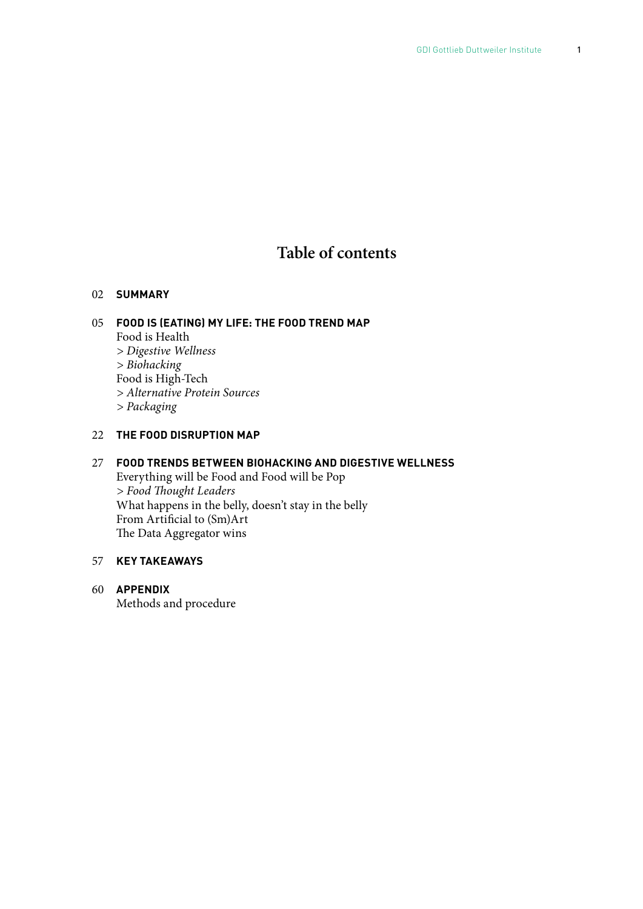# Table of contents

02 **SUMMARY**

05 **FOOD IS (EATING) MY LIFE: THE FOOD TREND MAP**
Food is Health
> *Digestive Wellness*
> *Biohacking*
Food is High-Tech
> *Alternative Protein Sources*
> *Packaging*

22 **THE FOOD DISRUPTION MAP**

27 **FOOD TRENDS BETWEEN BIOHACKING AND DIGESTIVE WELLNESS**
Everything will be Food and Food will be Pop
> *Food Thought Leaders*
What happens in the belly, doesn't stay in the belly
From Artificial to (Sm)Art
The Data Aggregator wins

57 **KEY TAKEAWAYS**

60 **APPENDIX**
Methods and procedure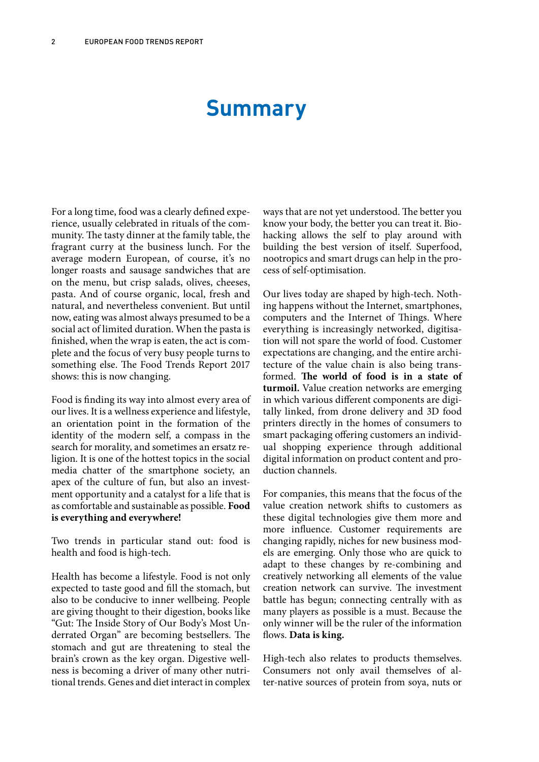# Summary

For a long time, food was a clearly defined experience, usually celebrated in rituals of the community. The tasty dinner at the family table, the fragrant curry at the business lunch. For the average modern European, of course, it's no longer roasts and sausage sandwiches that are on the menu, but crisp salads, olives, cheeses, pasta. And of course organic, local, fresh and natural, and nevertheless convenient. But until now, eating was almost always presumed to be a social act of limited duration. When the pasta is finished, when the wrap is eaten, the act is complete and the focus of very busy people turns to something else. The Food Trends Report 2017 shows: this is now changing.

Food is finding its way into almost every area of our lives. It is a wellness experience and lifestyle, an orientation point in the formation of the identity of the modern self, a compass in the search for morality, and sometimes an ersatz religion. It is one of the hottest topics in the social media chatter of the smartphone society, an apex of the culture of fun, but also an investment opportunity and a catalyst for a life that is as comfortable and sustainable as possible. **Food is everything and everywhere!**

Two trends in particular stand out: food is health and food is high-tech.

Health has become a lifestyle. Food is not only expected to taste good and fill the stomach, but also to be conducive to inner wellbeing. People are giving thought to their digestion, books like "Gut: The Inside Story of Our Body's Most Underrated Organ" are becoming bestsellers. The stomach and gut are threatening to steal the brain's crown as the key organ. Digestive wellness is becoming a driver of many other nutritional trends. Genes and diet interact in complex ways that are not yet understood. The better you know your body, the better you can treat it. Biohacking allows the self to play around with building the best version of itself. Superfood, nootropics and smart drugs can help in the process of self-optimisation.

Our lives today are shaped by high-tech. Nothing happens without the Internet, smartphones, computers and the Internet of Things. Where everything is increasingly networked, digitisation will not spare the world of food. Customer expectations are changing, and the entire architecture of the value chain is also being transformed. **The world of food is in a state of turmoil.** Value creation networks are emerging in which various different components are digitally linked, from drone delivery and 3D food printers directly in the homes of consumers to smart packaging offering customers an individual shopping experience through additional digital information on product content and production channels.

For companies, this means that the focus of the value creation network shifts to customers as these digital technologies give them more and more influence. Customer requirements are changing rapidly, niches for new business models are emerging. Only those who are quick to adapt to these changes by re-combining and creatively networking all elements of the value creation network can survive. The investment battle has begun; connecting centrally with as many players as possible is a must. Because the only winner will be the ruler of the information flows. **Data is king.**

High-tech also relates to products themselves. Consumers not only avail themselves of alter-native sources of protein from soya, nuts or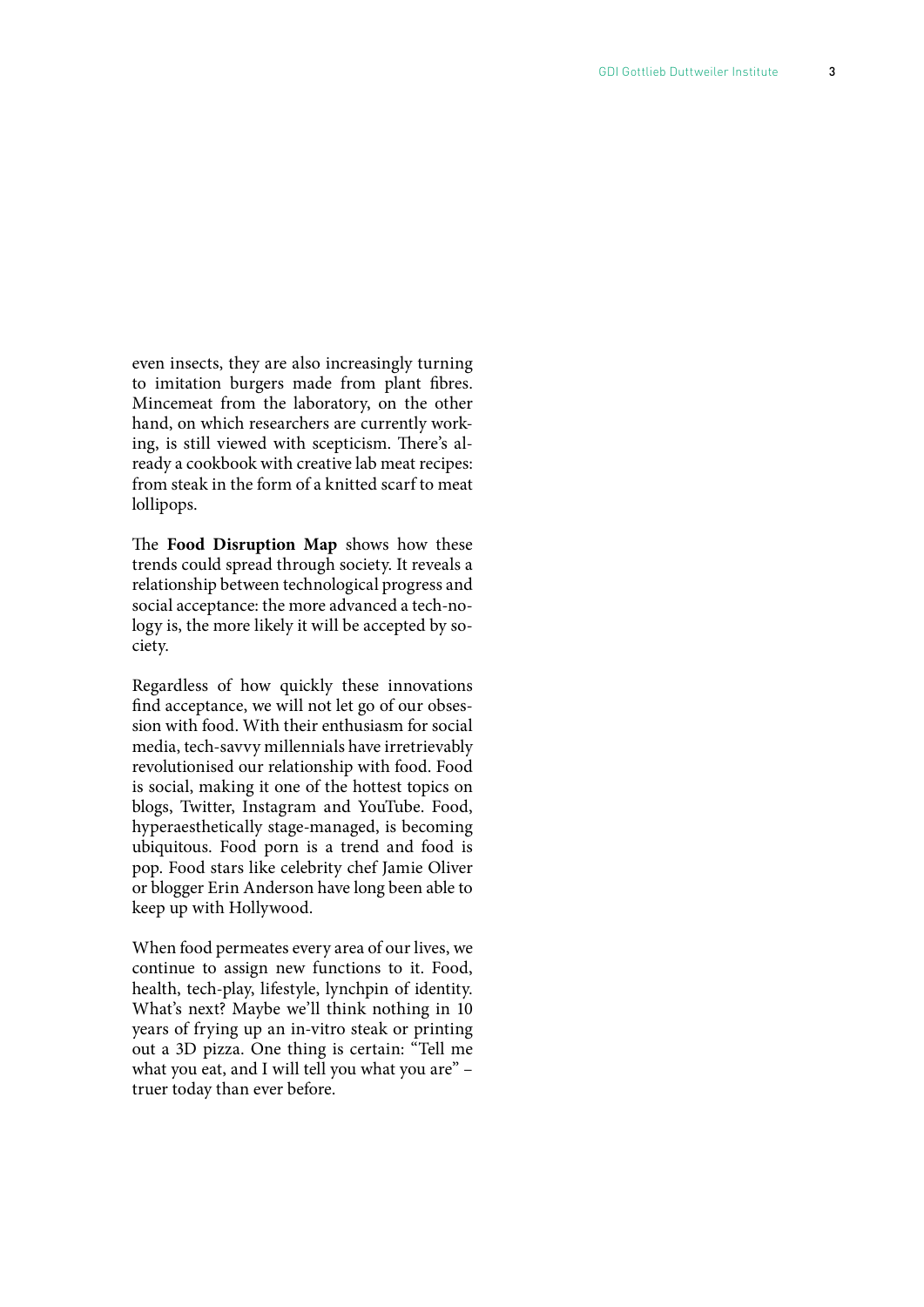even insects, they are also increasingly turning to imitation burgers made from plant fibres. Mincemeat from the laboratory, on the other hand, on which researchers are currently working, is still viewed with scepticism. There's already a cookbook with creative lab meat recipes: from steak in the form of a knitted scarf to meat lollipops.

The **Food Disruption Map** shows how these trends could spread through society. It reveals a relationship between technological progress and social acceptance: the more advanced a tech-nology is, the more likely it will be accepted by society.

Regardless of how quickly these innovations find acceptance, we will not let go of our obsession with food. With their enthusiasm for social media, tech-savvy millennials have irretrievably revolutionised our relationship with food. Food is social, making it one of the hottest topics on blogs, Twitter, Instagram and YouTube. Food, hyperaesthetically stage-managed, is becoming ubiquitous. Food porn is a trend and food is pop. Food stars like celebrity chef Jamie Oliver or blogger Erin Anderson have long been able to keep up with Hollywood.

When food permeates every area of our lives, we continue to assign new functions to it. Food, health, tech-play, lifestyle, lynchpin of identity. What's next? Maybe we'll think nothing in 10 years of frying up an in-vitro steak or printing out a 3D pizza. One thing is certain: "Tell me what you eat, and I will tell you what you are" – truer today than ever before.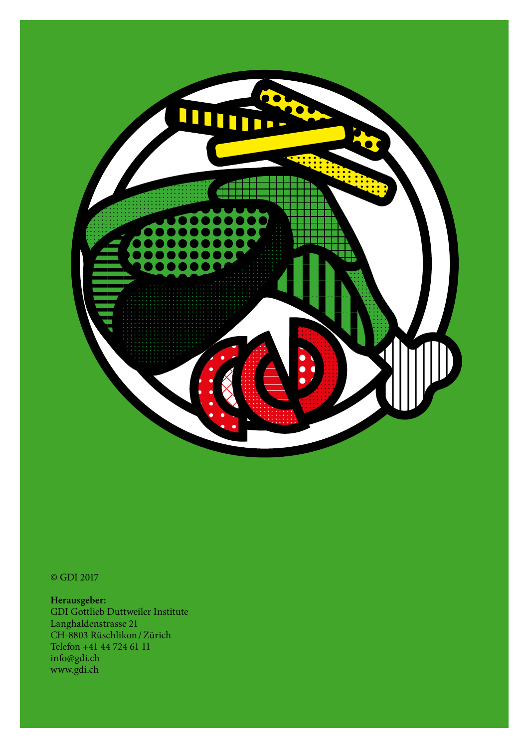© GDI 2017

**Herausgeber:**
GDI Gottlieb Duttweiler Institute
Langhaldenstrasse 21
CH-8803 Rüschlikon / Zürich
Telefon +41 44 724 61 11
info@gdi.ch
www.gdi.ch